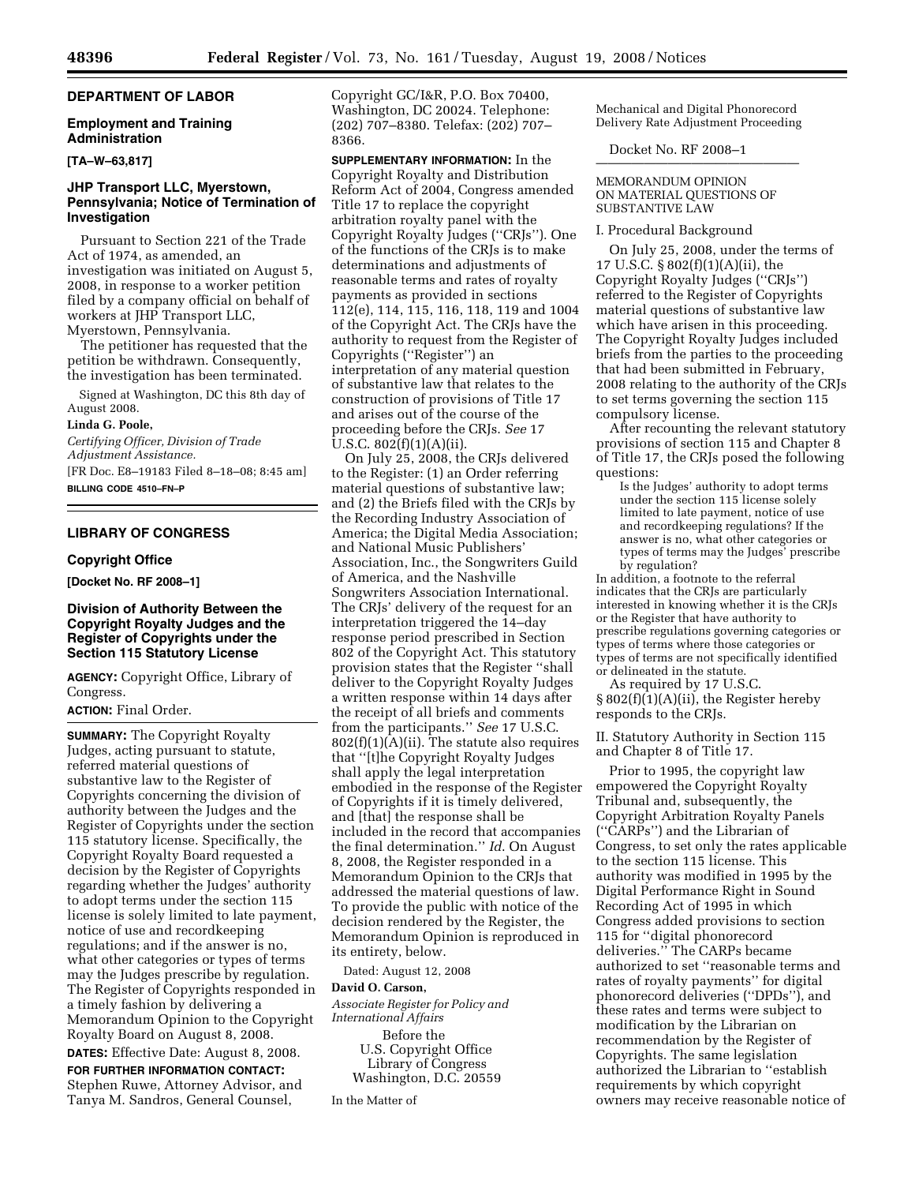## DEPARTMENT OF LABOR

### Employment and Training Administration

**[TA–W–63,817]**

### JHP Transport LLC, Myerstown, Pennsylvania; Notice of Termination of Investigation

Pursuant to Section 221 of the Trade Act of 1974, as amended, an investigation was initiated on August 5, 2008, in response to a worker petition filed by a company official on behalf of workers at JHP Transport LLC, Myerstown, Pennsylvania.

The petitioner has requested that the petition be withdrawn. Consequently, the investigation has been terminated.

Signed at Washington, DC this 8th day of August 2008.

**Linda G. Poole,**

*Certifying Officer, Division of Trade Adjustment Assistance.*

[FR Doc. E8–19183 Filed 8–18–08; 8:45 am]

**BILLING CODE 4510–FN–P**

## LIBRARY OF CONGRESS

### Copyright Office

**[Docket No. RF 2008–1]**

### Division of Authority Between the Copyright Royalty Judges and the Register of Copyrights under the Section 115 Statutory License

**AGENCY:** Copyright Office, Library of Congress.

**ACTION:** Final Order.

**SUMMARY:** The Copyright Royalty Judges, acting pursuant to statute, referred material questions of substantive law to the Register of Copyrights concerning the division of authority between the Judges and the Register of Copyrights under the section 115 statutory license. Specifically, the Copyright Royalty Board requested a decision by the Register of Copyrights regarding whether the Judges' authority to adopt terms under the section 115 license is solely limited to late payment, notice of use and recordkeeping regulations; and if the answer is no, what other categories or types of terms may the Judges prescribe by regulation. The Register of Copyrights responded in a timely fashion by delivering a Memorandum Opinion to the Copyright Royalty Board on August 8, 2008.

**DATES:** Effective Date: August 8, 2008.

**FOR FURTHER INFORMATION CONTACT:** Stephen Ruwe, Attorney Advisor, and Tanya M. Sandros, General Counsel, Copyright GC/I&R, P.O. Box 70400, Washington, DC 20024. Telephone: (202) 707–8380. Telefax: (202) 707–8366.

**SUPPLEMENTARY INFORMATION:** In the Copyright Royalty and Distribution Reform Act of 2004, Congress amended Title 17 to replace the copyright arbitration royalty panel with the Copyright Royalty Judges (''CRJs''). One of the functions of the CRJs is to make determinations and adjustments of reasonable terms and rates of royalty payments as provided in sections 112(e), 114, 115, 116, 118, 119 and 1004 of the Copyright Act. The CRJs have the authority to request from the Register of Copyrights (''Register'') an interpretation of any material question of substantive law that relates to the construction of provisions of Title 17 and arises out of the course of the proceeding before the CRJs. *See* 17 U.S.C. 802(f)(1)(A)(ii).

On July 25, 2008, the CRJs delivered to the Register: (1) an Order referring material questions of substantive law; and (2) the Briefs filed with the CRJs by the Recording Industry Association of America; the Digital Media Association; and National Music Publishers' Association, Inc., the Songwriters Guild of America, and the Nashville Songwriters Association International. The CRJs' delivery of the request for an interpretation triggered the 14–day response period prescribed in Section 802 of the Copyright Act. This statutory provision states that the Register ''shall deliver to the Copyright Royalty Judges a written response within 14 days after the receipt of all briefs and comments from the participants.'' *See* 17 U.S.C. 802(f)(1)(A)(ii). The statute also requires that ''[t]he Copyright Royalty Judges shall apply the legal interpretation embodied in the response of the Register of Copyrights if it is timely delivered, and [that] the response shall be included in the record that accompanies the final determination.'' *Id.* On August 8, 2008, the Register responded in a Memorandum Opinion to the CRJs that addressed the material questions of law. To provide the public with notice of the decision rendered by the Register, the Memorandum Opinion is reproduced in its entirety, below.

Dated: August 12, 2008

**David O. Carson,**

*Associate Register for Policy and International Affairs*

Before the
U.S. Copyright Office
Library of Congress
Washington, D.C. 20559

In the Matter of

Mechanical and Digital Phonorecord Delivery Rate Adjustment Proceeding

Docket No. RF 2008–1

MEMORANDUM OPINION ON MATERIAL QUESTIONS OF SUBSTANTIVE LAW

I. Procedural Background

On July 25, 2008, under the terms of 17 U.S.C. § 802(f)(1)(A)(ii), the Copyright Royalty Judges (''CRJs'') referred to the Register of Copyrights material questions of substantive law which have arisen in this proceeding. The Copyright Royalty Judges included briefs from the parties to the proceeding that had been submitted in February, 2008 relating to the authority of the CRJs to set terms governing the section 115 compulsory license.

After recounting the relevant statutory provisions of section 115 and Chapter 8 of Title 17, the CRJs posed the following questions:

> Is the Judges' authority to adopt terms under the section 115 license solely limited to late payment, notice of use and recordkeeping regulations? If the answer is no, what other categories or types of terms may the Judges' prescribe by regulation?

In addition, a footnote to the referral indicates that the CRJs are particularly interested in knowing whether it is the CRJs or the Register that have authority to prescribe regulations governing categories or types of terms where those categories or types of terms are not specifically identified or delineated in the statute.

As required by 17 U.S.C. § 802(f)(1)(A)(ii), the Register hereby responds to the CRJs.

II. Statutory Authority in Section 115 and Chapter 8 of Title 17.

Prior to 1995, the copyright law empowered the Copyright Royalty Tribunal and, subsequently, the Copyright Arbitration Royalty Panels (''CARPs'') and the Librarian of Congress, to set only the rates applicable to the section 115 license. This authority was modified in 1995 by the Digital Performance Right in Sound Recording Act of 1995 in which Congress added provisions to section 115 for ''digital phonorecord deliveries.'' The CARPs became authorized to set ''reasonable terms and rates of royalty payments'' for digital phonorecord deliveries (''DPDs''), and these rates and terms were subject to modification by the Librarian on recommendation by the Register of Copyrights. The same legislation authorized the Librarian to ''establish requirements by which copyright owners may receive reasonable notice of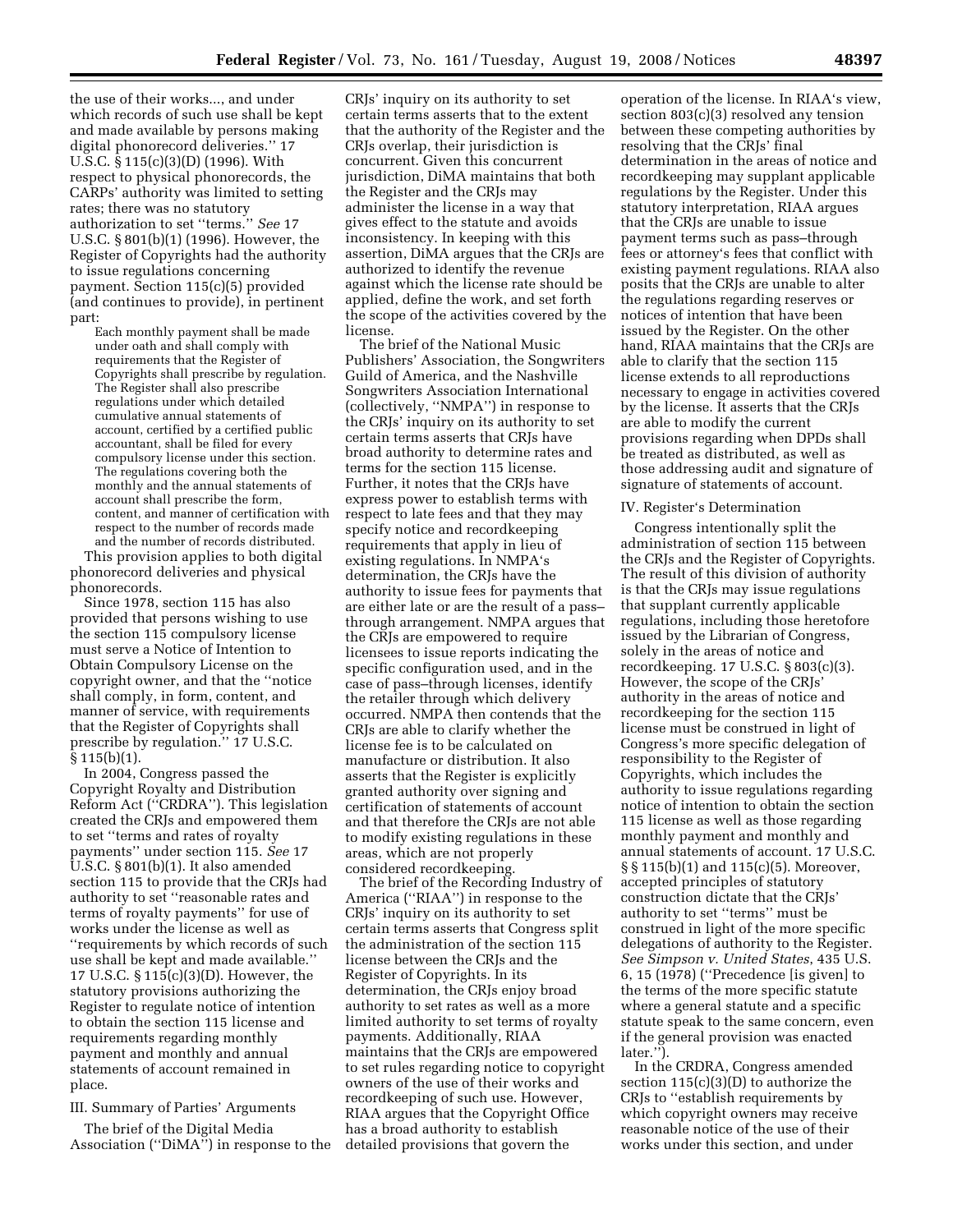the use of their works..., and under which records of such use shall be kept and made available by persons making digital phonorecord deliveries.'' 17 U.S.C. § 115(c)(3)(D) (1996). With respect to physical phonorecords, the CARPs' authority was limited to setting rates; there was no statutory authorization to set ''terms.'' *See* 17 U.S.C. § 801(b)(1) (1996). However, the Register of Copyrights had the authority to issue regulations concerning payment. Section 115(c)(5) provided (and continues to provide), in pertinent part:

> Each monthly payment shall be made under oath and shall comply with requirements that the Register of Copyrights shall prescribe by regulation. The Register shall also prescribe regulations under which detailed cumulative annual statements of account, certified by a certified public accountant, shall be filed for every compulsory license under this section. The regulations covering both the monthly and the annual statements of account shall prescribe the form, content, and manner of certification with respect to the number of records made and the number of records distributed.

This provision applies to both digital phonorecord deliveries and physical phonorecords.

Since 1978, section 115 has also provided that persons wishing to use the section 115 compulsory license must serve a Notice of Intention to Obtain Compulsory License on the copyright owner, and that the ''notice shall comply, in form, content, and manner of service, with requirements that the Register of Copyrights shall prescribe by regulation.'' 17 U.S.C. § 115(b)(1).

In 2004, Congress passed the Copyright Royalty and Distribution Reform Act (''CRDRA''). This legislation created the CRJs and empowered them to set ''terms and rates of royalty payments'' under section 115. *See* 17 U.S.C. § 801(b)(1). It also amended section 115 to provide that the CRJs had authority to set ''reasonable rates and terms of royalty payments'' for use of works under the license as well as ''requirements by which records of such use shall be kept and made available.'' 17 U.S.C. § 115(c)(3)(D). However, the statutory provisions authorizing the Register to regulate notice of intention to obtain the section 115 license and requirements regarding monthly payment and monthly and annual statements of account remained in place.

III. Summary of Parties' Arguments

The brief of the Digital Media Association (''DiMA'') in response to the CRJs' inquiry on its authority to set certain terms asserts that to the extent that the authority of the Register and the CRJs overlap, their jurisdiction is concurrent. Given this concurrent jurisdiction, DiMA maintains that both the Register and the CRJs may administer the license in a way that gives effect to the statute and avoids inconsistency. In keeping with this assertion, DiMA argues that the CRJs are authorized to identify the revenue against which the license rate should be applied, define the work, and set forth the scope of the activities covered by the license.

The brief of the National Music Publishers' Association, the Songwriters Guild of America, and the Nashville Songwriters Association International (collectively, ''NMPA'') in response to the CRJs' inquiry on its authority to set certain terms asserts that CRJs have broad authority to determine rates and terms for the section 115 license. Further, it notes that the CRJs have express power to establish terms with respect to late fees and that they may specify notice and recordkeeping requirements that apply in lieu of existing regulations. In NMPA's determination, the CRJs have the authority to issue fees for payments that are either late or are the result of a pass–through arrangement. NMPA argues that the CRJs are empowered to require licensees to issue reports indicating the specific configuration used, and in the case of pass–through licenses, identify the retailer through which delivery occurred. NMPA then contends that the CRJs are able to clarify whether the license fee is to be calculated on manufacture or distribution. It also asserts that the Register is explicitly granted authority over signing and certification of statements of account and that therefore the CRJs are not able to modify existing regulations in these areas, which are not properly considered recordkeeping.

The brief of the Recording Industry of America (''RIAA'') in response to the CRJs' inquiry on its authority to set certain terms asserts that Congress split the administration of the section 115 license between the CRJs and the Register of Copyrights. In its determination, the CRJs enjoy broad authority to set rates as well as a more limited authority to set terms of royalty payments. Additionally, RIAA maintains that the CRJs are empowered to set rules regarding notice to copyright owners of the use of their works and recordkeeping of such use. However, RIAA argues that the Copyright Office has a broad authority to establish detailed provisions that govern the operation of the license. In RIAA's view, section 803(c)(3) resolved any tension between these competing authorities by resolving that the CRJs' final determination in the areas of notice and recordkeeping may supplant applicable regulations by the Register. Under this statutory interpretation, RIAA argues that the CRJs are unable to issue payment terms such as pass–through fees or attorney's fees that conflict with existing payment regulations. RIAA also posits that the CRJs are unable to alter the regulations regarding reserves or notices of intention that have been issued by the Register. On the other hand, RIAA maintains that the CRJs are able to clarify that the section 115 license extends to all reproductions necessary to engage in activities covered by the license. It asserts that the CRJs are able to modify the current provisions regarding when DPDs shall be treated as distributed, as well as those addressing audit and signature of signature of statements of account.

IV. Register's Determination

Congress intentionally split the administration of section 115 between the CRJs and the Register of Copyrights. The result of this division of authority is that the CRJs may issue regulations that supplant currently applicable regulations, including those heretofore issued by the Librarian of Congress, solely in the areas of notice and recordkeeping. 17 U.S.C. § 803(c)(3). However, the scope of the CRJs' authority in the areas of notice and recordkeeping for the section 115 license must be construed in light of Congress's more specific delegation of responsibility to the Register of Copyrights, which includes the authority to issue regulations regarding notice of intention to obtain the section 115 license as well as those regarding monthly payment and monthly and annual statements of account. 17 U.S.C. §§ 115(b)(1) and 115(c)(5). Moreover, accepted principles of statutory construction dictate that the CRJs' authority to set ''terms'' must be construed in light of the more specific delegations of authority to the Register. *See Simpson v. United States*, 435 U.S. 6, 15 (1978) (''Precedence [is given] to the terms of the more specific statute where a general statute and a specific statute speak to the same concern, even if the general provision was enacted later.'').

In the CRDRA, Congress amended section 115(c)(3)(D) to authorize the CRJs to ''establish requirements by which copyright owners may receive reasonable notice of the use of their works under this section, and under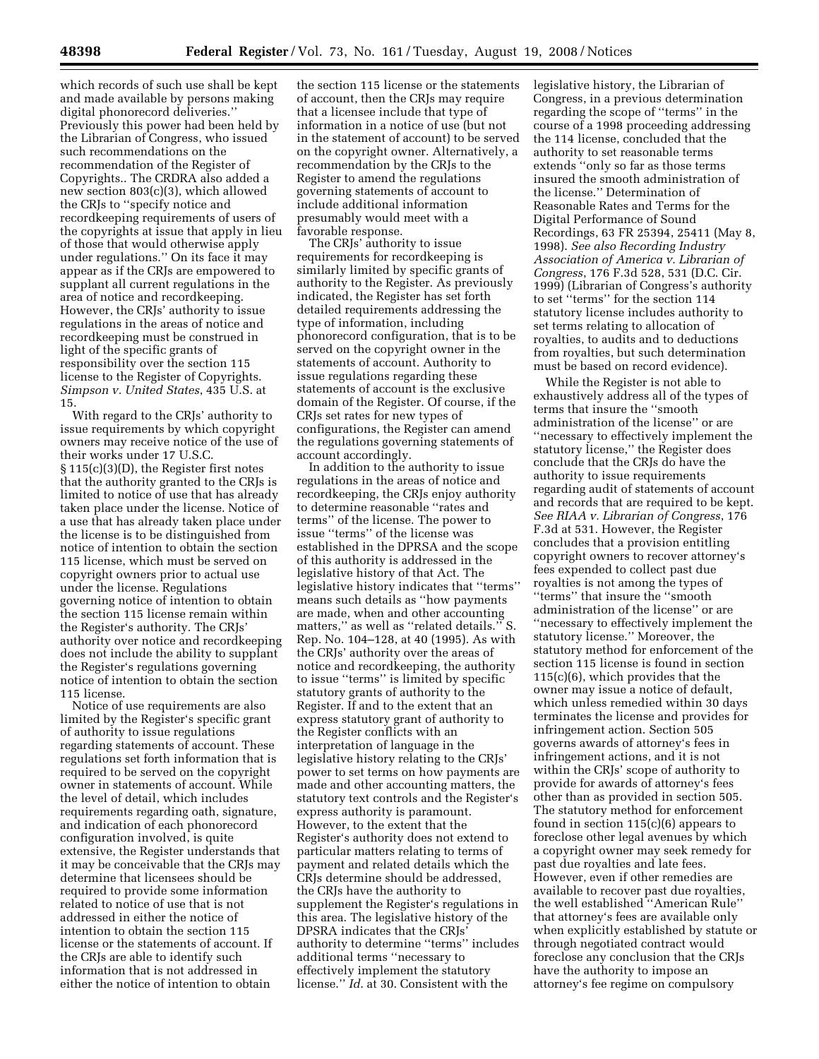which records of such use shall be kept and made available by persons making digital phonorecord deliveries.'' Previously this power had been held by the Librarian of Congress, who issued such recommendations on the recommendation of the Register of Copyrights.. The CRDRA also added a new section 803(c)(3), which allowed the CRJs to ''specify notice and recordkeeping requirements of users of the copyrights at issue that apply in lieu of those that would otherwise apply under regulations.'' On its face it may appear as if the CRJs are empowered to supplant all current regulations in the area of notice and recordkeeping. However, the CRJs' authority to issue regulations in the areas of notice and recordkeeping must be construed in light of the specific grants of responsibility over the section 115 license to the Register of Copyrights. *Simpson v. United States*, 435 U.S. at 15.

With regard to the CRJs' authority to issue requirements by which copyright owners may receive notice of the use of their works under 17 U.S.C. § 115(c)(3)(D), the Register first notes that the authority granted to the CRJs is limited to notice of use that has already taken place under the license. Notice of a use that has already taken place under the license is to be distinguished from notice of intention to obtain the section 115 license, which must be served on copyright owners prior to actual use under the license. Regulations governing notice of intention to obtain the section 115 license remain within the Register's authority. The CRJs' authority over notice and recordkeeping does not include the ability to supplant the Register's regulations governing notice of intention to obtain the section 115 license.

Notice of use requirements are also limited by the Register's specific grant of authority to issue regulations regarding statements of account. These regulations set forth information that is required to be served on the copyright owner in statements of account. While the level of detail, which includes requirements regarding oath, signature, and indication of each phonorecord configuration involved, is quite extensive, the Register understands that it may be conceivable that the CRJs may determine that licensees should be required to provide some information related to notice of use that is not addressed in either the notice of intention to obtain the section 115 license or the statements of account. If the CRJs are able to identify such information that is not addressed in either the notice of intention to obtain the section 115 license or the statements of account, then the CRJs may require that a licensee include that type of information in a notice of use (but not in the statement of account) to be served on the copyright owner. Alternatively, a recommendation by the CRJs to the Register to amend the regulations governing statements of account to include additional information presumably would meet with a favorable response.

The CRJs' authority to issue requirements for recordkeeping is similarly limited by specific grants of authority to the Register. As previously indicated, the Register has set forth detailed requirements addressing the type of information, including phonorecord configuration, that is to be served on the copyright owner in the statements of account. Authority to issue regulations regarding these statements of account is the exclusive domain of the Register. Of course, if the CRJs set rates for new types of configurations, the Register can amend the regulations governing statements of account accordingly.

In addition to the authority to issue regulations in the areas of notice and recordkeeping, the CRJs enjoy authority to determine reasonable ''rates and terms'' of the license. The power to issue ''terms'' of the license was established in the DPRSA and the scope of this authority is addressed in the legislative history of that Act. The legislative history indicates that ''terms'' means such details as ''how payments are made, when and other accounting matters,'' as well as ''related details.'' S. Rep. No. 104–128, at 40 (1995). As with the CRJs' authority over the areas of notice and recordkeeping, the authority to issue ''terms'' is limited by specific statutory grants of authority to the Register. If and to the extent that an express statutory grant of authority to the Register conflicts with an interpretation of language in the legislative history relating to the CRJs' power to set terms on how payments are made and other accounting matters, the statutory text controls and the Register's express authority is paramount. However, to the extent that the Register's authority does not extend to particular matters relating to terms of payment and related details which the CRJs determine should be addressed, the CRJs have the authority to supplement the Register's regulations in this area. The legislative history of the DPSRA indicates that the CRJs' authority to determine ''terms'' includes additional terms ''necessary to effectively implement the statutory license.'' *Id.* at 30. Consistent with the legislative history, the Librarian of Congress, in a previous determination regarding the scope of ''terms'' in the course of a 1998 proceeding addressing the 114 license, concluded that the authority to set reasonable terms extends ''only so far as those terms insured the smooth administration of the license.'' Determination of Reasonable Rates and Terms for the Digital Performance of Sound Recordings, 63 FR 25394, 25411 (May 8, 1998). *See also Recording Industry Association of America v. Librarian of Congress*, 176 F.3d 528, 531 (D.C. Cir. 1999) (Librarian of Congress's authority to set ''terms'' for the section 114 statutory license includes authority to set terms relating to allocation of royalties, to audits and to deductions from royalties, but such determination must be based on record evidence).

While the Register is not able to exhaustively address all of the types of terms that insure the ''smooth administration of the license'' or are ''necessary to effectively implement the statutory license,'' the Register does conclude that the CRJs do have the authority to issue requirements regarding audit of statements of account and records that are required to be kept. *See RIAA v. Librarian of Congress*, 176 F.3d at 531. However, the Register concludes that a provision entitling copyright owners to recover attorney's fees expended to collect past due royalties is not among the types of ''terms'' that insure the ''smooth administration of the license'' or are ''necessary to effectively implement the statutory license.'' Moreover, the statutory method for enforcement of the section 115 license is found in section 115(c)(6), which provides that the owner may issue a notice of default, which unless remedied within 30 days terminates the license and provides for infringement action. Section 505 governs awards of attorney's fees in infringement actions, and it is not within the CRJs' scope of authority to provide for awards of attorney's fees other than as provided in section 505. The statutory method for enforcement found in section 115(c)(6) appears to foreclose other legal avenues by which a copyright owner may seek remedy for past due royalties and late fees. However, even if other remedies are available to recover past due royalties, the well established ''American Rule'' that attorney's fees are available only when explicitly established by statute or through negotiated contract would foreclose any conclusion that the CRJs have the authority to impose an attorney's fee regime on compulsory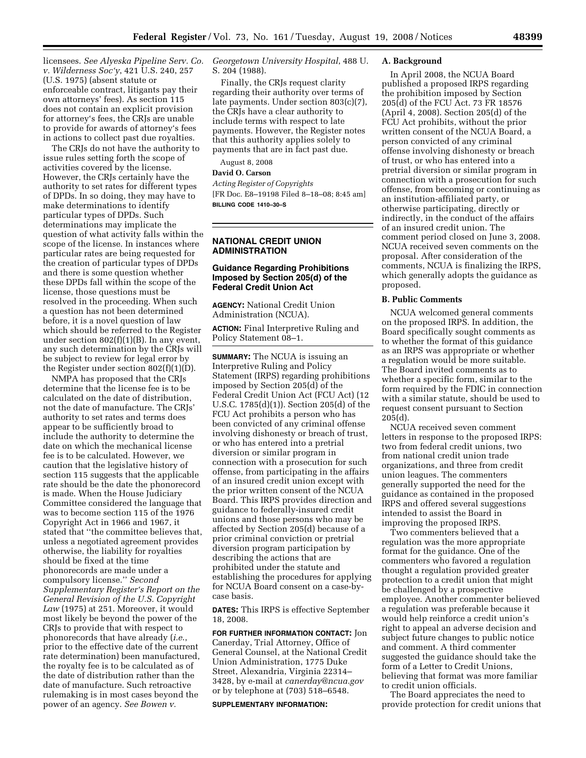licensees. *See Alyeska Pipeline Serv. Co. v. Wilderness Soc'y*, 421 U.S. 240, 257 (U.S. 1975) (absent statute or enforceable contract, litigants pay their own attorneys' fees). As section 115 does not contain an explicit provision for attorney's fees, the CRJs are unable to provide for awards of attorney's fees in actions to collect past due royalties.

The CRJs do not have the authority to issue rules setting forth the scope of activities covered by the license. However, the CRJs certainly have the authority to set rates for different types of DPDs. In so doing, they may have to make determinations to identify particular types of DPDs. Such determinations may implicate the question of what activity falls within the scope of the license. In instances where particular rates are being requested for the creation of particular types of DPDs and there is some question whether these DPDs fall within the scope of the license, those questions must be resolved in the proceeding. When such a question has not been determined before, it is a novel question of law which should be referred to the Register under section 802(f)(1)(B). In any event, any such determination by the CRJs will be subject to review for legal error by the Register under section 802(f)(1)(D).

NMPA has proposed that the CRJs determine that the license fee is to be calculated on the date of distribution, not the date of manufacture. The CRJs' authority to set rates and terms does appear to be sufficiently broad to include the authority to determine the date on which the mechanical license fee is to be calculated. However, we caution that the legislative history of section 115 suggests that the applicable rate should be the date the phonorecord is made. When the House Judiciary Committee considered the language that was to become section 115 of the 1976 Copyright Act in 1966 and 1967, it stated that "the committee believes that, unless a negotiated agreement provides otherwise, the liability for royalties should be fixed at the time phonorecords are made under a compulsory license." *Second Supplementary Register's Report on the General Revision of the U.S. Copyright Law* (1975) at 251. Moreover, it would most likely be beyond the power of the CRJs to provide that with respect to phonorecords that have already (*i.e.*, prior to the effective date of the current rate determination) been manufactured, the royalty fee is to be calculated as of the date of distribution rather than the date of manufacture. Such retroactive rulemaking is in most cases beyond the power of an agency. *See Bowen v. Georgetown University Hospital*, 488 U. S. 204 (1988).

Finally, the CRJs request clarity regarding their authority over terms of late payments. Under section 803(c)(7), the CRJs have a clear authority to include terms with respect to late payments. However, the Register notes that this authority applies solely to payments that are in fact past due.

August 8, 2008

**David O. Carson**

*Acting Register of Copyrights*

[FR Doc. E8–19198 Filed 8–18–08; 8:45 am]

**BILLING CODE 1410–30–S**

## NATIONAL CREDIT UNION ADMINISTRATION

### Guidance Regarding Prohibitions Imposed by Section 205(d) of the Federal Credit Union Act

**AGENCY:** National Credit Union Administration (NCUA).

**ACTION:** Final Interpretive Ruling and Policy Statement 08–1.

**SUMMARY:** The NCUA is issuing an Interpretive Ruling and Policy Statement (IRPS) regarding prohibitions imposed by Section 205(d) of the Federal Credit Union Act (FCU Act) (12 U.S.C. 1785(d)(1)). Section 205(d) of the FCU Act prohibits a person who has been convicted of any criminal offense involving dishonesty or breach of trust, or who has entered into a pretrial diversion or similar program in connection with a prosecution for such offense, from participating in the affairs of an insured credit union except with the prior written consent of the NCUA Board. This IRPS provides direction and guidance to federally-insured credit unions and those persons who may be affected by Section 205(d) because of a prior criminal conviction or pretrial diversion program participation by describing the actions that are prohibited under the statute and establishing the procedures for applying for NCUA Board consent on a case-by-case basis.

**DATES:** This IRPS is effective September 18, 2008.

**FOR FURTHER INFORMATION CONTACT:** Jon Canerday, Trial Attorney, Office of General Counsel, at the National Credit Union Administration, 1775 Duke Street, Alexandria, Virginia 22314–3428, by e-mail at *canerday@ncua.gov* or by telephone at (703) 518–6548.

**SUPPLEMENTARY INFORMATION:**

**A. Background**

In April 2008, the NCUA Board published a proposed IRPS regarding the prohibition imposed by Section 205(d) of the FCU Act. 73 FR 18576 (April 4, 2008). Section 205(d) of the FCU Act prohibits, without the prior written consent of the NCUA Board, a person convicted of any criminal offense involving dishonesty or breach of trust, or who has entered into a pretrial diversion or similar program in connection with a prosecution for such offense, from becoming or continuing as an institution-affiliated party, or otherwise participating, directly or indirectly, in the conduct of the affairs of an insured credit union. The comment period closed on June 3, 2008. NCUA received seven comments on the proposal. After consideration of the comments, NCUA is finalizing the IRPS, which generally adopts the guidance as proposed.

**B. Public Comments**

NCUA welcomed general comments on the proposed IRPS. In addition, the Board specifically sought comments as to whether the format of this guidance as an IRPS was appropriate or whether a regulation would be more suitable. The Board invited comments as to whether a specific form, similar to the form required by the FDIC in connection with a similar statute, should be used to request consent pursuant to Section 205(d).

NCUA received seven comment letters in response to the proposed IRPS: two from federal credit unions, two from national credit union trade organizations, and three from credit union leagues. The commenters generally supported the need for the guidance as contained in the proposed IRPS and offered several suggestions intended to assist the Board in improving the proposed IRPS.

Two commenters believed that a regulation was the more appropriate format for the guidance. One of the commenters who favored a regulation thought a regulation provided greater protection to a credit union that might be challenged by a prospective employee. Another commenter believed a regulation was preferable because it would help reinforce a credit union's right to appeal an adverse decision and subject future changes to public notice and comment. A third commenter suggested the guidance should take the form of a Letter to Credit Unions, believing that format was more familiar to credit union officials.

The Board appreciates the need to provide protection for credit unions that